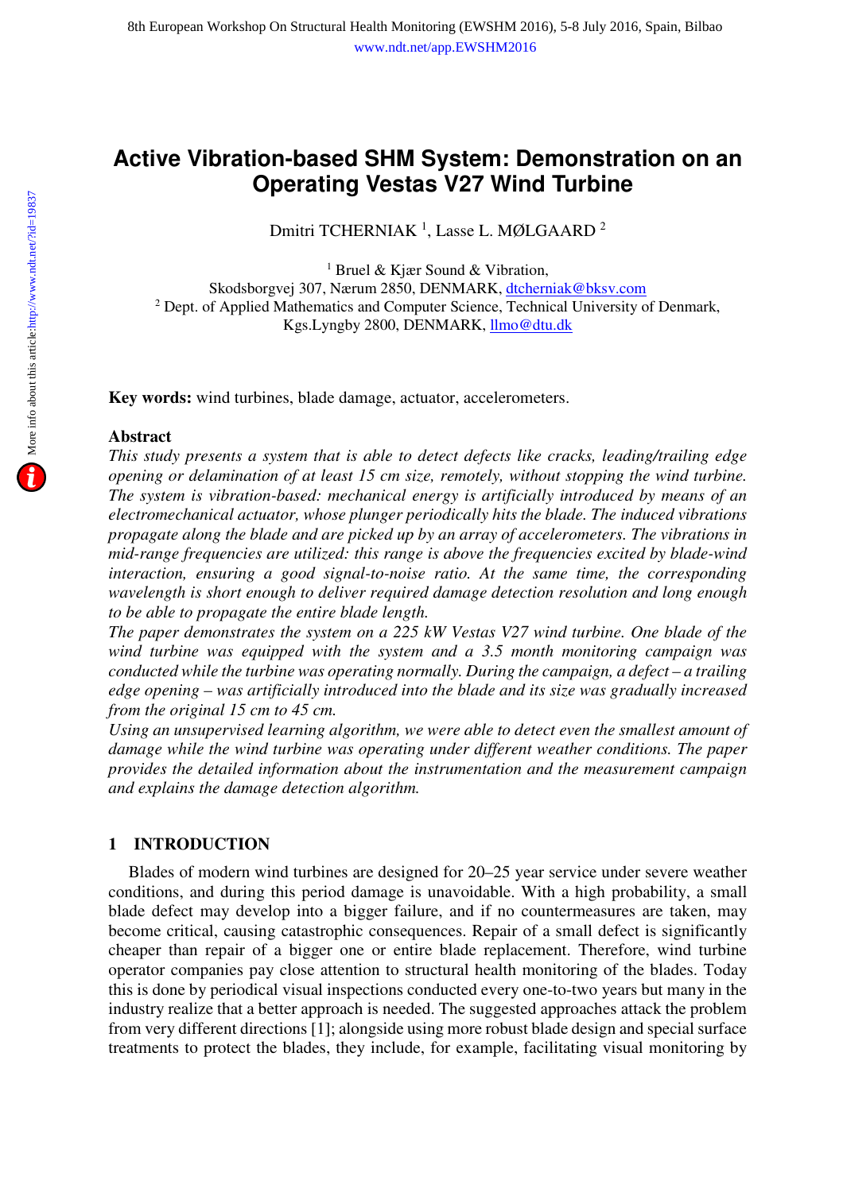# Active Vibration-based SHM System: Demonstration on an Operating Vestas V27 Wind Turbine

Dmitri TCHERNIAK [1], Lasse L. MØLGAARD [2]

[1] Bruel & Kjær Sound & Vibration,
Skodsborgvej 307, Nærum 2850, DENMARK, dtcherniak@bksv.com
[2] Dept. of Applied Mathematics and Computer Science, Technical University of Denmark,
Kgs.Lyngby 2800, DENMARK, llmo@dtu.dk

**Key words:** wind turbines, blade damage, actuator, accelerometers.

## Abstract

*This study presents a system that is able to detect defects like cracks, leading/trailing edge opening or delamination of at least 15 cm size, remotely, without stopping the wind turbine. The system is vibration-based: mechanical energy is artificially introduced by means of an electromechanical actuator, whose plunger periodically hits the blade. The induced vibrations propagate along the blade and are picked up by an array of accelerometers. The vibrations in mid-range frequencies are utilized: this range is above the frequencies excited by blade-wind interaction, ensuring a good signal-to-noise ratio. At the same time, the corresponding wavelength is short enough to deliver required damage detection resolution and long enough to be able to propagate the entire blade length.*

*The paper demonstrates the system on a 225 kW Vestas V27 wind turbine. One blade of the wind turbine was equipped with the system and a 3.5 month monitoring campaign was conducted while the turbine was operating normally. During the campaign, a defect – a trailing edge opening – was artificially introduced into the blade and its size was gradually increased from the original 15 cm to 45 cm.*

*Using an unsupervised learning algorithm, we were able to detect even the smallest amount of damage while the wind turbine was operating under different weather conditions. The paper provides the detailed information about the instrumentation and the measurement campaign and explains the damage detection algorithm.*

## 1 INTRODUCTION

Blades of modern wind turbines are designed for 20–25 year service under severe weather conditions, and during this period damage is unavoidable. With a high probability, a small blade defect may develop into a bigger failure, and if no countermeasures are taken, may become critical, causing catastrophic consequences. Repair of a small defect is significantly cheaper than repair of a bigger one or entire blade replacement. Therefore, wind turbine operator companies pay close attention to structural health monitoring of the blades. Today this is done by periodical visual inspections conducted every one-to-two years but many in the industry realize that a better approach is needed. The suggested approaches attack the problem from very different directions [1]; alongside using more robust blade design and special surface treatments to protect the blades, they include, for example, facilitating visual monitoring by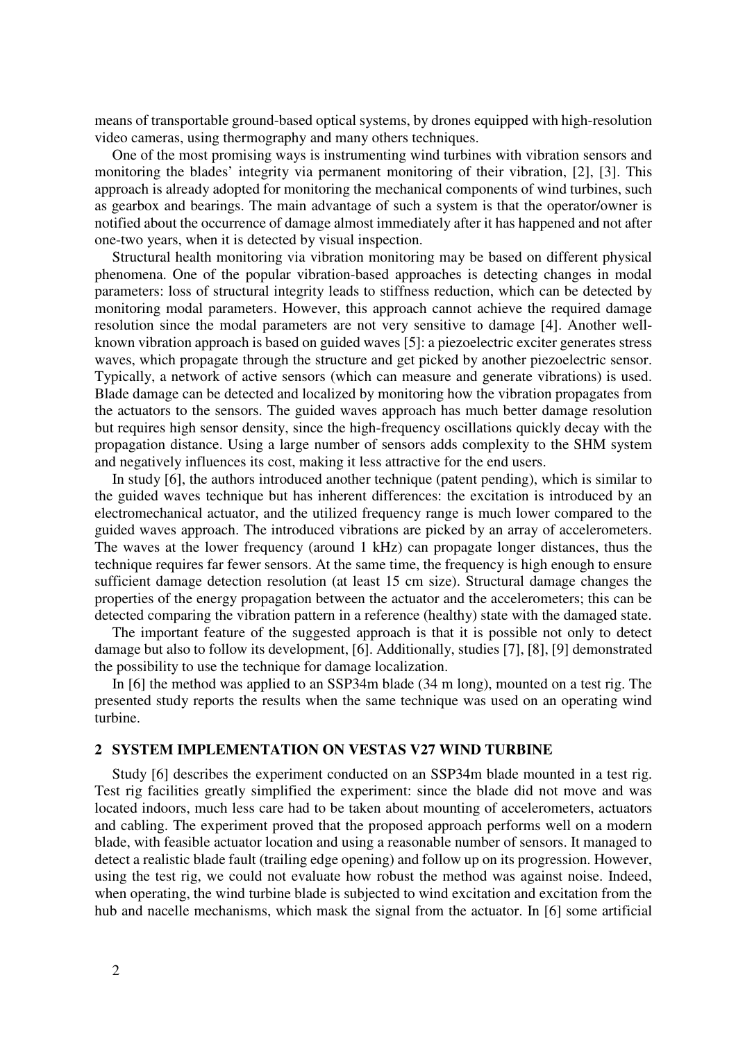means of transportable ground-based optical systems, by drones equipped with high-resolution video cameras, using thermography and many others techniques.

One of the most promising ways is instrumenting wind turbines with vibration sensors and monitoring the blades' integrity via permanent monitoring of their vibration, [2], [3]. This approach is already adopted for monitoring the mechanical components of wind turbines, such as gearbox and bearings. The main advantage of such a system is that the operator/owner is notified about the occurrence of damage almost immediately after it has happened and not after one-two years, when it is detected by visual inspection.

Structural health monitoring via vibration monitoring may be based on different physical phenomena. One of the popular vibration-based approaches is detecting changes in modal parameters: loss of structural integrity leads to stiffness reduction, which can be detected by monitoring modal parameters. However, this approach cannot achieve the required damage resolution since the modal parameters are not very sensitive to damage [4]. Another well-known vibration approach is based on guided waves [5]: a piezoelectric exciter generates stress waves, which propagate through the structure and get picked by another piezoelectric sensor. Typically, a network of active sensors (which can measure and generate vibrations) is used. Blade damage can be detected and localized by monitoring how the vibration propagates from the actuators to the sensors. The guided waves approach has much better damage resolution but requires high sensor density, since the high-frequency oscillations quickly decay with the propagation distance. Using a large number of sensors adds complexity to the SHM system and negatively influences its cost, making it less attractive for the end users.

In study [6], the authors introduced another technique (patent pending), which is similar to the guided waves technique but has inherent differences: the excitation is introduced by an electromechanical actuator, and the utilized frequency range is much lower compared to the guided waves approach. The introduced vibrations are picked by an array of accelerometers. The waves at the lower frequency (around 1 kHz) can propagate longer distances, thus the technique requires far fewer sensors. At the same time, the frequency is high enough to ensure sufficient damage detection resolution (at least 15 cm size). Structural damage changes the properties of the energy propagation between the actuator and the accelerometers; this can be detected comparing the vibration pattern in a reference (healthy) state with the damaged state.

The important feature of the suggested approach is that it is possible not only to detect damage but also to follow its development, [6]. Additionally, studies [7], [8], [9] demonstrated the possibility to use the technique for damage localization.

In [6] the method was applied to an SSP34m blade (34 m long), mounted on a test rig. The presented study reports the results when the same technique was used on an operating wind turbine.

## 2 SYSTEM IMPLEMENTATION ON VESTAS V27 WIND TURBINE

Study [6] describes the experiment conducted on an SSP34m blade mounted in a test rig. Test rig facilities greatly simplified the experiment: since the blade did not move and was located indoors, much less care had to be taken about mounting of accelerometers, actuators and cabling. The experiment proved that the proposed approach performs well on a modern blade, with feasible actuator location and using a reasonable number of sensors. It managed to detect a realistic blade fault (trailing edge opening) and follow up on its progression. However, using the test rig, we could not evaluate how robust the method was against noise. Indeed, when operating, the wind turbine blade is subjected to wind excitation and excitation from the hub and nacelle mechanisms, which mask the signal from the actuator. In [6] some artificial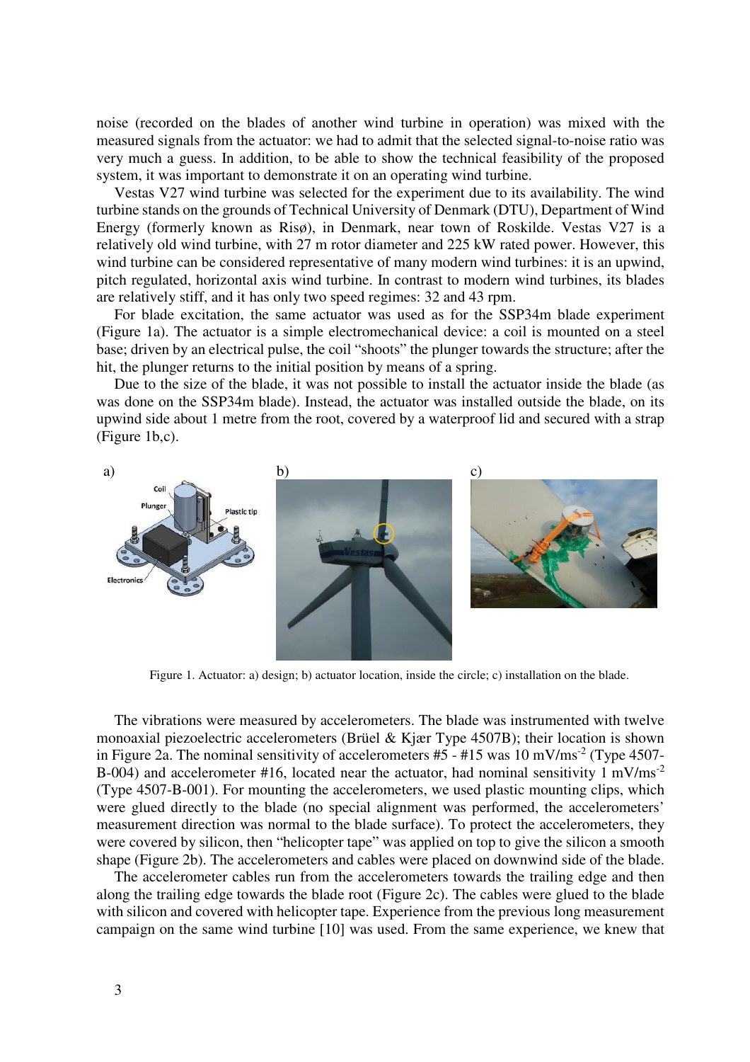noise (recorded on the blades of another wind turbine in operation) was mixed with the measured signals from the actuator: we had to admit that the selected signal-to-noise ratio was very much a guess. In addition, to be able to show the technical feasibility of the proposed system, it was important to demonstrate it on an operating wind turbine.

Vestas V27 wind turbine was selected for the experiment due to its availability. The wind turbine stands on the grounds of Technical University of Denmark (DTU), Department of Wind Energy (formerly known as Risø), in Denmark, near town of Roskilde. Vestas V27 is a relatively old wind turbine, with 27 m rotor diameter and 225 kW rated power. However, this wind turbine can be considered representative of many modern wind turbines: it is an upwind, pitch regulated, horizontal axis wind turbine. In contrast to modern wind turbines, its blades are relatively stiff, and it has only two speed regimes: 32 and 43 rpm.

For blade excitation, the same actuator was used as for the SSP34m blade experiment (Figure 1a). The actuator is a simple electromechanical device: a coil is mounted on a steel base; driven by an electrical pulse, the coil "shoots" the plunger towards the structure; after the hit, the plunger returns to the initial position by means of a spring.

Due to the size of the blade, it was not possible to install the actuator inside the blade (as was done on the SSP34m blade). Instead, the actuator was installed outside the blade, on its upwind side about 1 metre from the root, covered by a waterproof lid and secured with a strap (Figure 1b,c).

Figure 1. Actuator: a) design; b) actuator location, inside the circle; c) installation on the blade.

The vibrations were measured by accelerometers. The blade was instrumented with twelve monoaxial piezoelectric accelerometers (Brüel & Kjær Type 4507B); their location is shown in Figure 2a. The nominal sensitivity of accelerometers #5 - #15 was 10 $mV/ms^{-2}$ (Type 4507-B-004) and accelerometer #16, located near the actuator, had nominal sensitivity 1 $mV/ms^{-2}$ (Type 4507-B-001). For mounting the accelerometers, we used plastic mounting clips, which were glued directly to the blade (no special alignment was performed, the accelerometers' measurement direction was normal to the blade surface). To protect the accelerometers, they were covered by silicon, then "helicopter tape" was applied on top to give the silicon a smooth shape (Figure 2b). The accelerometers and cables were placed on downwind side of the blade.

The accelerometer cables run from the accelerometers towards the trailing edge and then along the trailing edge towards the blade root (Figure 2c). The cables were glued to the blade with silicon and covered with helicopter tape. Experience from the previous long measurement campaign on the same wind turbine [10] was used. From the same experience, we knew that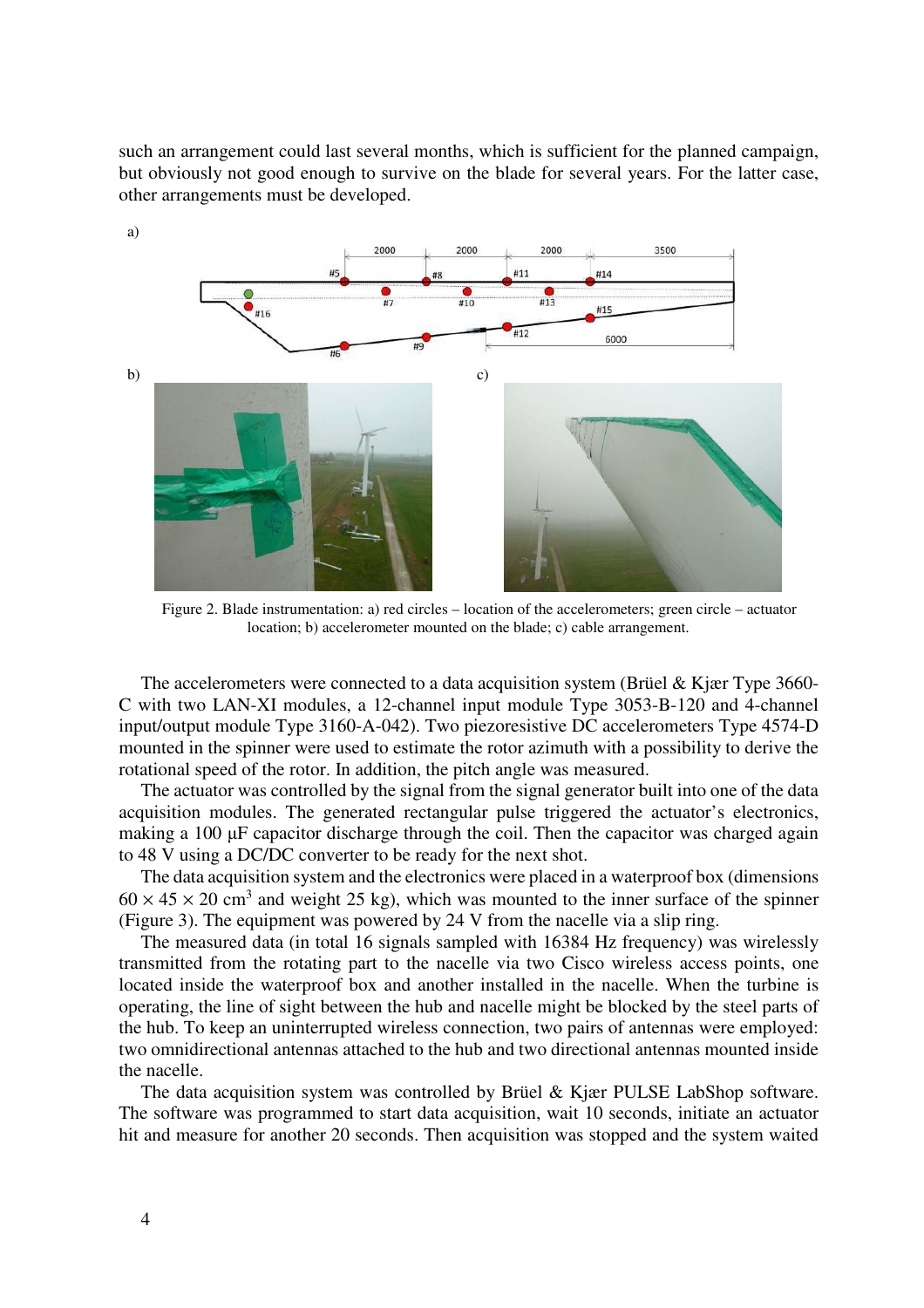such an arrangement could last several months, which is sufficient for the planned campaign, but obviously not good enough to survive on the blade for several years. For the latter case, other arrangements must be developed.

Figure 2. Blade instrumentation: a) red circles – location of the accelerometers; green circle – actuator location; b) accelerometer mounted on the blade; c) cable arrangement.

The accelerometers were connected to a data acquisition system (Brüel & Kjær Type 3660-C with two LAN-XI modules, a 12-channel input module Type 3053-B-120 and 4-channel input/output module Type 3160-A-042). Two piezoresistive DC accelerometers Type 4574-D mounted in the spinner were used to estimate the rotor azimuth with a possibility to derive the rotational speed of the rotor. In addition, the pitch angle was measured.

The actuator was controlled by the signal from the signal generator built into one of the data acquisition modules. The generated rectangular pulse triggered the actuator's electronics, making a 100 μF capacitor discharge through the coil. Then the capacitor was charged again to 48 V using a DC/DC converter to be ready for the next shot.

The data acquisition system and the electronics were placed in a waterproof box (dimensions $60 \times 45 \times 20$ cm$^3$ and weight 25 kg), which was mounted to the inner surface of the spinner (Figure 3). The equipment was powered by 24 V from the nacelle via a slip ring.

The measured data (in total 16 signals sampled with 16384 Hz frequency) was wirelessly transmitted from the rotating part to the nacelle via two Cisco wireless access points, one located inside the waterproof box and another installed in the nacelle. When the turbine is operating, the line of sight between the hub and nacelle might be blocked by the steel parts of the hub. To keep an uninterrupted wireless connection, two pairs of antennas were employed: two omnidirectional antennas attached to the hub and two directional antennas mounted inside the nacelle.

The data acquisition system was controlled by Brüel & Kjær PULSE LabShop software. The software was programmed to start data acquisition, wait 10 seconds, initiate an actuator hit and measure for another 20 seconds. Then acquisition was stopped and the system waited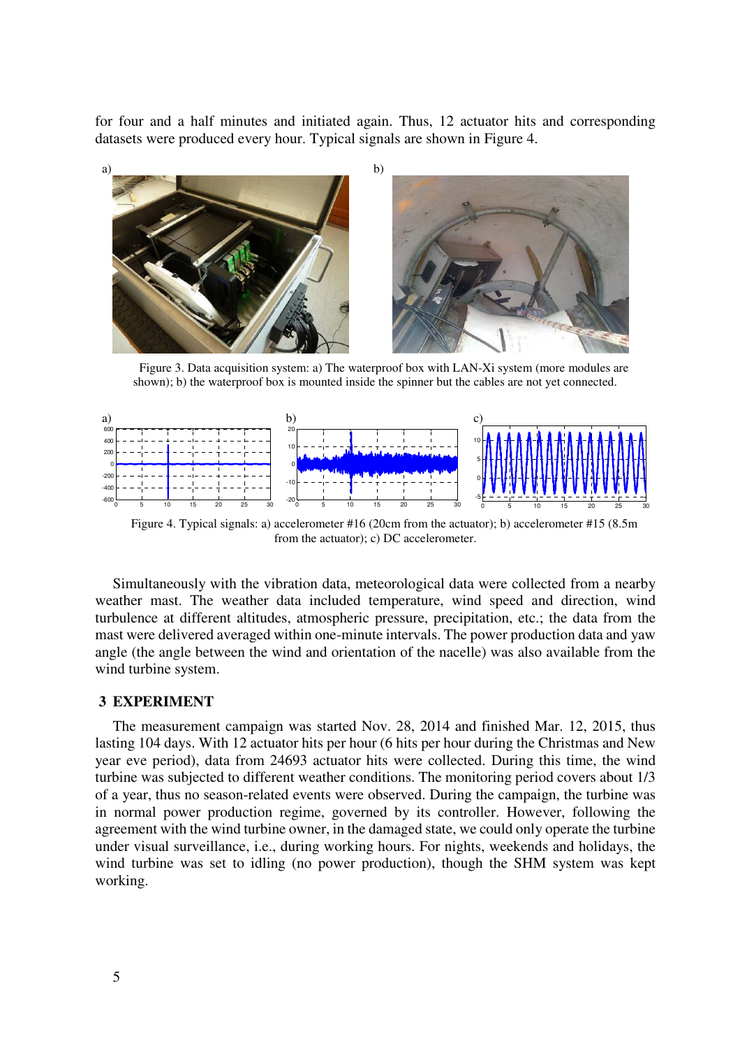for four and a half minutes and initiated again. Thus, 12 actuator hits and corresponding datasets were produced every hour. Typical signals are shown in Figure 4.

Figure 3. Data acquisition system: a) The waterproof box with LAN-Xi system (more modules are shown); b) the waterproof box is mounted inside the spinner but the cables are not yet connected.

Figure 4. Typical signals: a) accelerometer #16 (20cm from the actuator); b) accelerometer #15 (8.5m from the actuator); c) DC accelerometer.

Simultaneously with the vibration data, meteorological data were collected from a nearby weather mast. The weather data included temperature, wind speed and direction, wind turbulence at different altitudes, atmospheric pressure, precipitation, etc.; the data from the mast were delivered averaged within one-minute intervals. The power production data and yaw angle (the angle between the wind and orientation of the nacelle) was also available from the wind turbine system.

## 3 EXPERIMENT

The measurement campaign was started Nov. 28, 2014 and finished Mar. 12, 2015, thus lasting 104 days. With 12 actuator hits per hour (6 hits per hour during the Christmas and New year eve period), data from 24693 actuator hits were collected. During this time, the wind turbine was subjected to different weather conditions. The monitoring period covers about 1/3 of a year, thus no season-related events were observed. During the campaign, the turbine was in normal power production regime, governed by its controller. However, following the agreement with the wind turbine owner, in the damaged state, we could only operate the turbine under visual surveillance, i.e., during working hours. For nights, weekends and holidays, the wind turbine was set to idling (no power production), though the SHM system was kept working.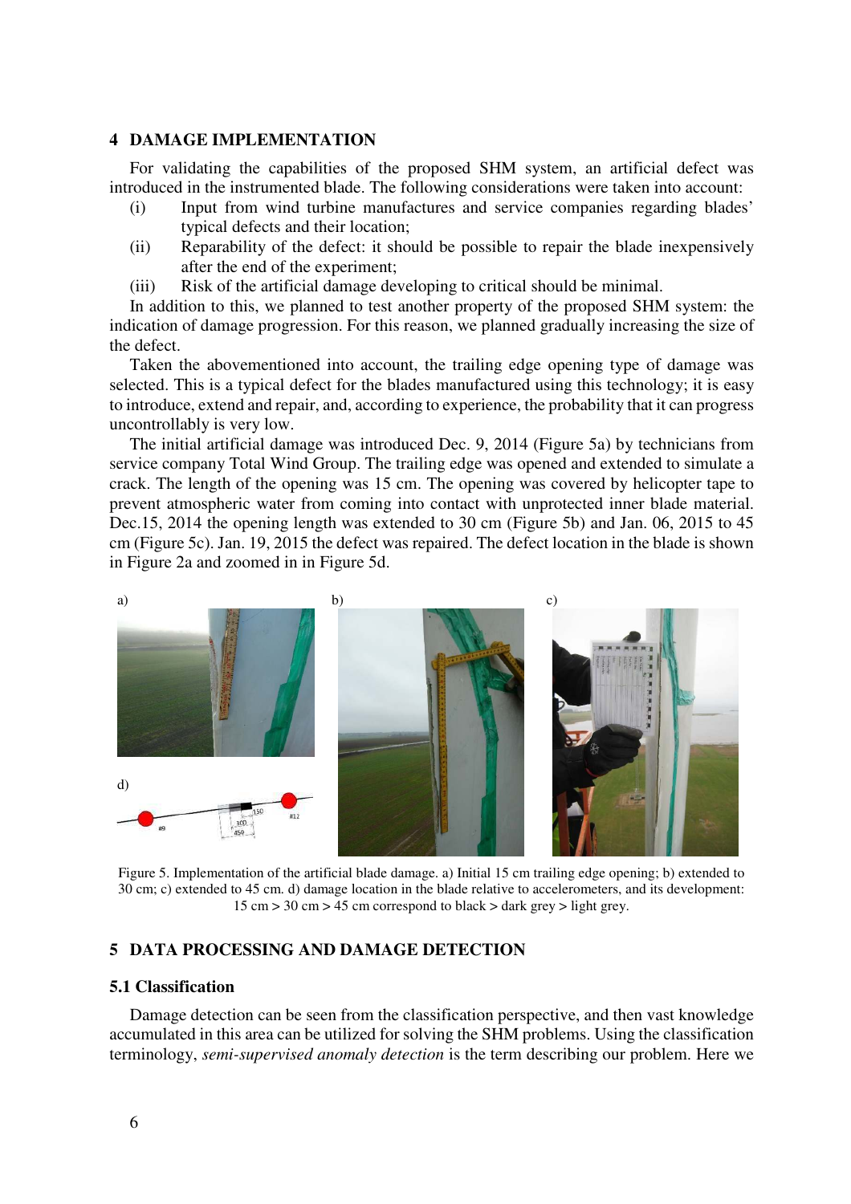## 4 DAMAGE IMPLEMENTATION

For validating the capabilities of the proposed SHM system, an artificial defect was introduced in the instrumented blade. The following considerations were taken into account:

- (i) Input from wind turbine manufactures and service companies regarding blades' typical defects and their location;
- (ii) Reparability of the defect: it should be possible to repair the blade inexpensively after the end of the experiment;
- (iii) Risk of the artificial damage developing to critical should be minimal.

In addition to this, we planned to test another property of the proposed SHM system: the indication of damage progression. For this reason, we planned gradually increasing the size of the defect.

Taken the abovementioned into account, the trailing edge opening type of damage was selected. This is a typical defect for the blades manufactured using this technology; it is easy to introduce, extend and repair, and, according to experience, the probability that it can progress uncontrollably is very low.

The initial artificial damage was introduced Dec. 9, 2014 (Figure 5a) by technicians from service company Total Wind Group. The trailing edge was opened and extended to simulate a crack. The length of the opening was 15 cm. The opening was covered by helicopter tape to prevent atmospheric water from coming into contact with unprotected inner blade material. Dec.15, 2014 the opening length was extended to 30 cm (Figure 5b) and Jan. 06, 2015 to 45 cm (Figure 5c). Jan. 19, 2015 the defect was repaired. The defect location in the blade is shown in Figure 2a and zoomed in in Figure 5d.

Figure 5. Implementation of the artificial blade damage. a) Initial 15 cm trailing edge opening; b) extended to 30 cm; c) extended to 45 cm. d) damage location in the blade relative to accelerometers, and its development: 15 cm > 30 cm > 45 cm correspond to black > dark grey > light grey.

## 5 DATA PROCESSING AND DAMAGE DETECTION

### 5.1 Classification

Damage detection can be seen from the classification perspective, and then vast knowledge accumulated in this area can be utilized for solving the SHM problems. Using the classification terminology, *semi-supervised anomaly detection* is the term describing our problem. Here we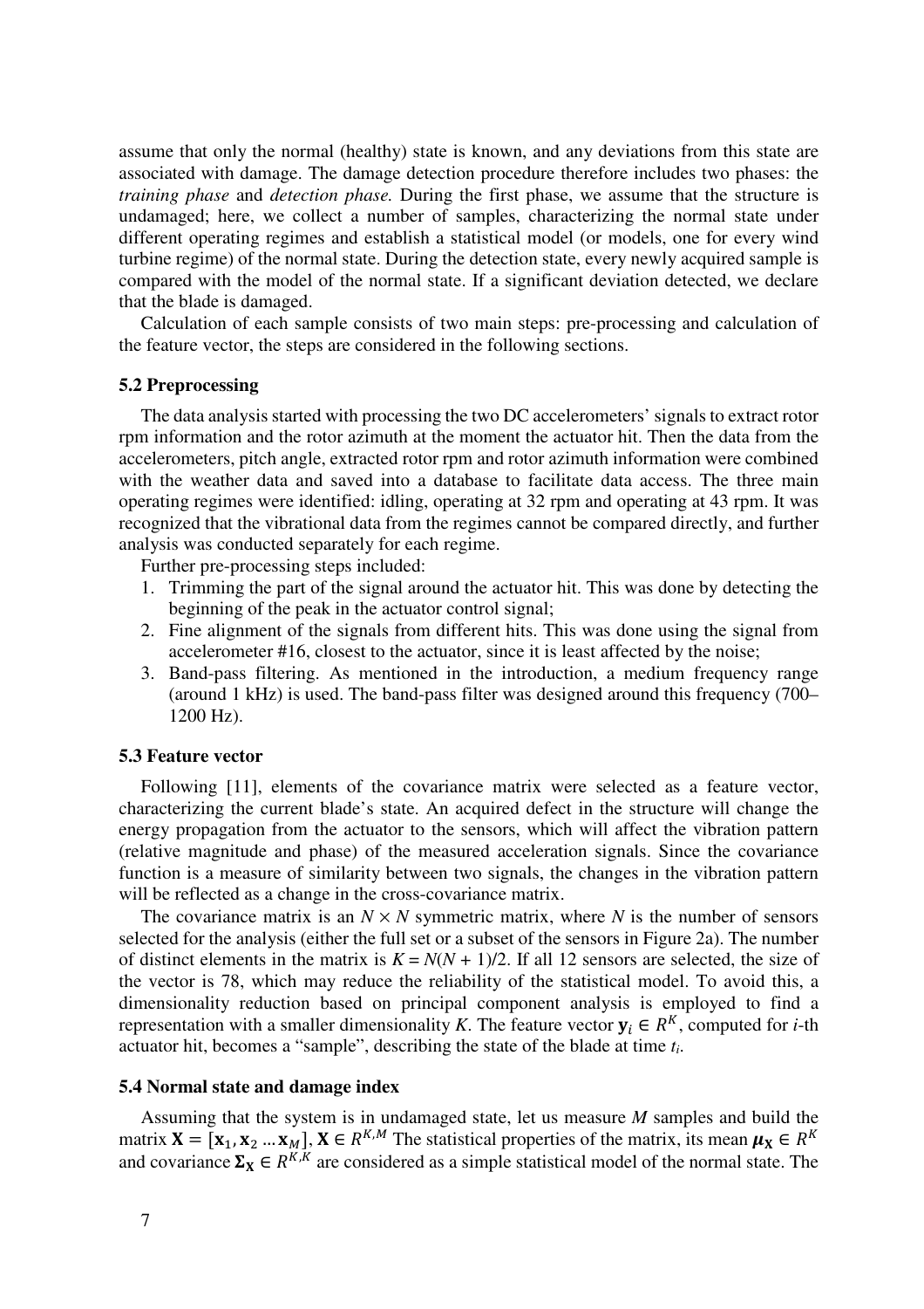assume that only the normal (healthy) state is known, and any deviations from this state are associated with damage. The damage detection procedure therefore includes two phases: the *training phase* and *detection phase.* During the first phase, we assume that the structure is undamaged; here, we collect a number of samples, characterizing the normal state under different operating regimes and establish a statistical model (or models, one for every wind turbine regime) of the normal state. During the detection state, every newly acquired sample is compared with the model of the normal state. If a significant deviation detected, we declare that the blade is damaged.

Calculation of each sample consists of two main steps: pre-processing and calculation of the feature vector, the steps are considered in the following sections.

### 5.2 Preprocessing

The data analysis started with processing the two DC accelerometers' signals to extract rotor rpm information and the rotor azimuth at the moment the actuator hit. Then the data from the accelerometers, pitch angle, extracted rotor rpm and rotor azimuth information were combined with the weather data and saved into a database to facilitate data access. The three main operating regimes were identified: idling, operating at 32 rpm and operating at 43 rpm. It was recognized that the vibrational data from the regimes cannot be compared directly, and further analysis was conducted separately for each regime.

Further pre-processing steps included:

1. Trimming the part of the signal around the actuator hit. This was done by detecting the beginning of the peak in the actuator control signal;
2. Fine alignment of the signals from different hits. This was done using the signal from accelerometer #16, closest to the actuator, since it is least affected by the noise;
3. Band-pass filtering. As mentioned in the introduction, a medium frequency range (around 1 kHz) is used. The band-pass filter was designed around this frequency (700–1200 Hz).

### 5.3 Feature vector

Following [11], elements of the covariance matrix were selected as a feature vector, characterizing the current blade's state. An acquired defect in the structure will change the energy propagation from the actuator to the sensors, which will affect the vibration pattern (relative magnitude and phase) of the measured acceleration signals. Since the covariance function is a measure of similarity between two signals, the changes in the vibration pattern will be reflected as a change in the cross-covariance matrix.

The covariance matrix is an $N \times N$ symmetric matrix, where $N$ is the number of sensors selected for the analysis (either the full set or a subset of the sensors in Figure 2a). The number of distinct elements in the matrix is $K = N(N + 1)/2$. If all 12 sensors are selected, the size of the vector is 78, which may reduce the reliability of the statistical model. To avoid this, a dimensionality reduction based on principal component analysis is employed to find a representation with a smaller dimensionality $K$. The feature vector $\mathbf{y}_i \in R^K$, computed for $i$-th actuator hit, becomes a "sample", describing the state of the blade at time $t_i$.

### 5.4 Normal state and damage index

Assuming that the system is in undamaged state, let us measure $M$ samples and build the matrix $\mathbf{X} = [\mathbf{x}_1, \mathbf{x}_2 \dots \mathbf{x}_M]$, $\mathbf{X} \in R^{K,M}$ The statistical properties of the matrix, its mean $\boldsymbol{\mu}_\mathbf{X} \in R^K$ and covariance $\boldsymbol{\Sigma}_\mathbf{X} \in R^{K,K}$ are considered as a simple statistical model of the normal state. The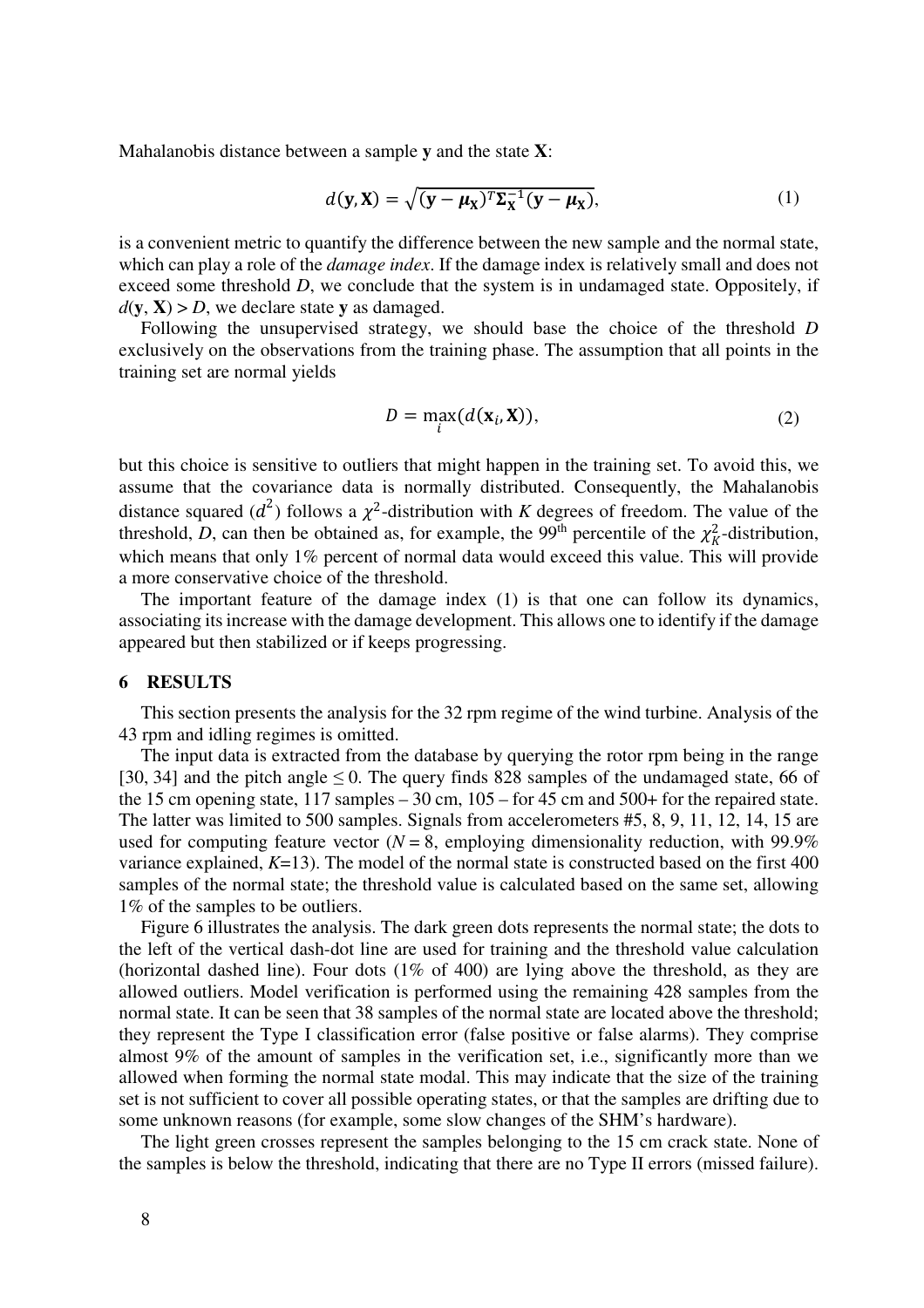Mahalanobis distance between a sample **y** and the state **X**:

$$d(\mathbf{y}, \mathbf{X}) = \sqrt{(\mathbf{y} - \boldsymbol{\mu}_{\mathbf{X}})^T \boldsymbol{\Sigma}_{\mathbf{X}}^{-1} (\mathbf{y} - \boldsymbol{\mu}_{\mathbf{X}})}, \tag{1}$$

is a convenient metric to quantify the difference between the new sample and the normal state, which can play a role of the *damage index*. If the damage index is relatively small and does not exceed some threshold *D*, we conclude that the system is in undamaged state. Oppositely, if $d(\mathbf{y}, \mathbf{X}) > D$, we declare state **y** as damaged.

Following the unsupervised strategy, we should base the choice of the threshold *D* exclusively on the observations from the training phase. The assumption that all points in the training set are normal yields

$$D = \max_i (d(\mathbf{x}_i, \mathbf{X})), \tag{2}$$

but this choice is sensitive to outliers that might happen in the training set. To avoid this, we assume that the covariance data is normally distributed. Consequently, the Mahalanobis distance squared ($d^2$) follows a $\chi^2$-distribution with *K* degrees of freedom. The value of the threshold, *D*, can then be obtained as, for example, the 99th percentile of the $\chi^2_K$-distribution, which means that only 1% percent of normal data would exceed this value. This will provide a more conservative choice of the threshold.

The important feature of the damage index (1) is that one can follow its dynamics, associating its increase with the damage development. This allows one to identify if the damage appeared but then stabilized or if keeps progressing.

## 6 RESULTS

This section presents the analysis for the 32 rpm regime of the wind turbine. Analysis of the 43 rpm and idling regimes is omitted.

The input data is extracted from the database by querying the rotor rpm being in the range [30, 34] and the pitch angle ≤ 0. The query finds 828 samples of the undamaged state, 66 of the 15 cm opening state, 117 samples – 30 cm, 105 – for 45 cm and 500+ for the repaired state. The latter was limited to 500 samples. Signals from accelerometers #5, 8, 9, 11, 12, 14, 15 are used for computing feature vector ($N = 8$, employing dimensionality reduction, with 99.9% variance explained, $K$=13). The model of the normal state is constructed based on the first 400 samples of the normal state; the threshold value is calculated based on the same set, allowing 1% of the samples to be outliers.

Figure 6 illustrates the analysis. The dark green dots represents the normal state; the dots to the left of the vertical dash-dot line are used for training and the threshold value calculation (horizontal dashed line). Four dots (1% of 400) are lying above the threshold, as they are allowed outliers. Model verification is performed using the remaining 428 samples from the normal state. It can be seen that 38 samples of the normal state are located above the threshold; they represent the Type I classification error (false positive or false alarms). They comprise almost 9% of the amount of samples in the verification set, i.e., significantly more than we allowed when forming the normal state modal. This may indicate that the size of the training set is not sufficient to cover all possible operating states, or that the samples are drifting due to some unknown reasons (for example, some slow changes of the SHM's hardware).

The light green crosses represent the samples belonging to the 15 cm crack state. None of the samples is below the threshold, indicating that there are no Type II errors (missed failure).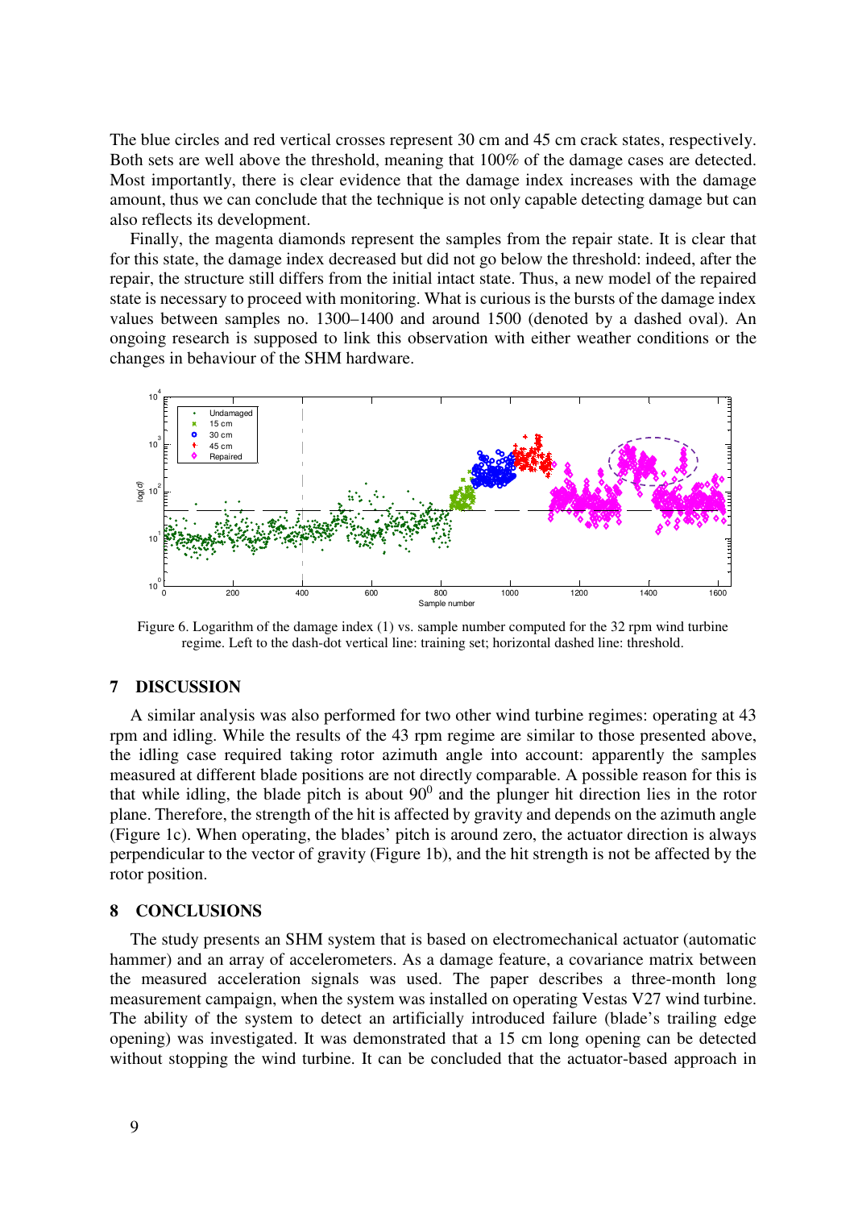The blue circles and red vertical crosses represent 30 cm and 45 cm crack states, respectively. Both sets are well above the threshold, meaning that 100% of the damage cases are detected. Most importantly, there is clear evidence that the damage index increases with the damage amount, thus we can conclude that the technique is not only capable detecting damage but can also reflects its development.

Finally, the magenta diamonds represent the samples from the repair state. It is clear that for this state, the damage index decreased but did not go below the threshold: indeed, after the repair, the structure still differs from the initial intact state. Thus, a new model of the repaired state is necessary to proceed with monitoring. What is curious is the bursts of the damage index values between samples no. 1300–1400 and around 1500 (denoted by a dashed oval). An ongoing research is supposed to link this observation with either weather conditions or the changes in behaviour of the SHM hardware.

Figure 6. Logarithm of the damage index (1) vs. sample number computed for the 32 rpm wind turbine regime. Left to the dash-dot vertical line: training set; horizontal dashed line: threshold.

## 7 DISCUSSION

A similar analysis was also performed for two other wind turbine regimes: operating at 43 rpm and idling. While the results of the 43 rpm regime are similar to those presented above, the idling case required taking rotor azimuth angle into account: apparently the samples measured at different blade positions are not directly comparable. A possible reason for this is that while idling, the blade pitch is about $90^0$ and the plunger hit direction lies in the rotor plane. Therefore, the strength of the hit is affected by gravity and depends on the azimuth angle (Figure 1c). When operating, the blades' pitch is around zero, the actuator direction is always perpendicular to the vector of gravity (Figure 1b), and the hit strength is not be affected by the rotor position.

## 8 CONCLUSIONS

The study presents an SHM system that is based on electromechanical actuator (automatic hammer) and an array of accelerometers. As a damage feature, a covariance matrix between the measured acceleration signals was used. The paper describes a three-month long measurement campaign, when the system was installed on operating Vestas V27 wind turbine. The ability of the system to detect an artificially introduced failure (blade's trailing edge opening) was investigated. It was demonstrated that a 15 cm long opening can be detected without stopping the wind turbine. It can be concluded that the actuator-based approach in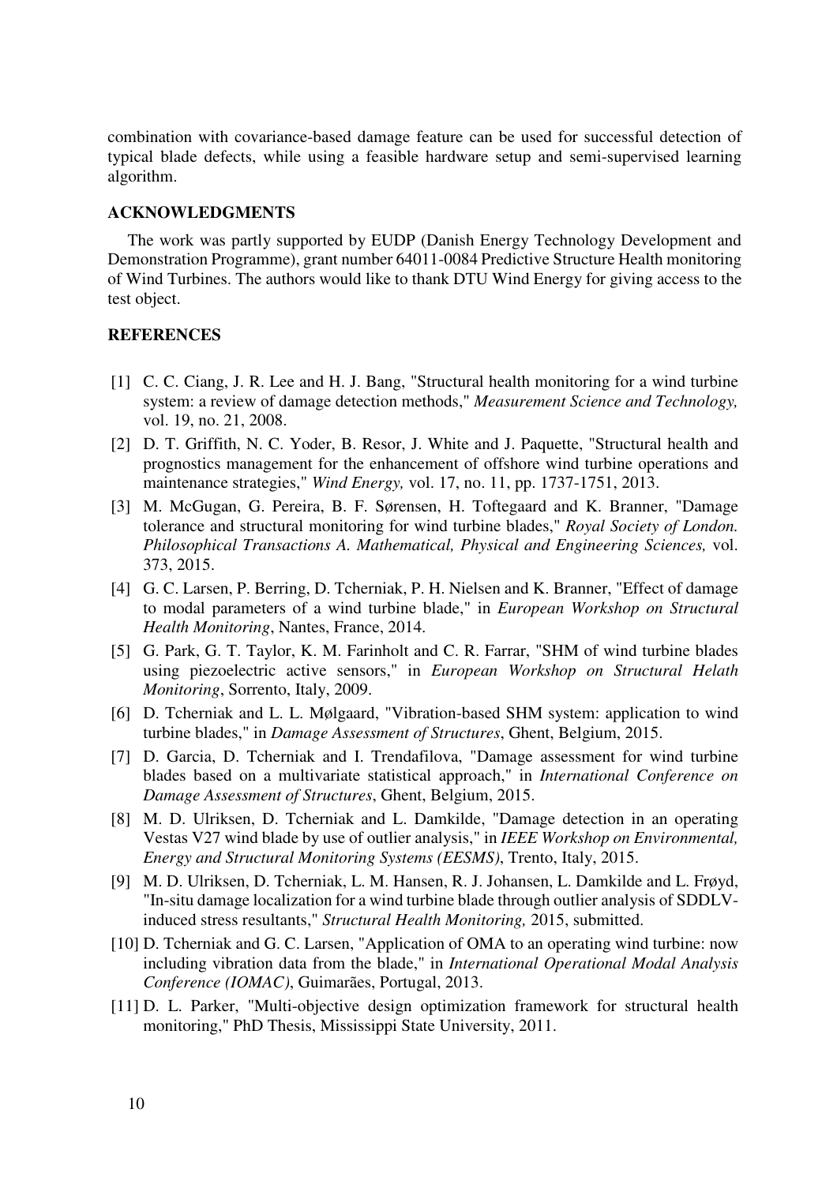combination with covariance-based damage feature can be used for successful detection of typical blade defects, while using a feasible hardware setup and semi-supervised learning algorithm.

## ACKNOWLEDGMENTS

The work was partly supported by EUDP (Danish Energy Technology Development and Demonstration Programme), grant number 64011-0084 Predictive Structure Health monitoring of Wind Turbines. The authors would like to thank DTU Wind Energy for giving access to the test object.

## REFERENCES

[1] C. C. Ciang, J. R. Lee and H. J. Bang, "Structural health monitoring for a wind turbine system: a review of damage detection methods," *Measurement Science and Technology,* vol. 19, no. 21, 2008.

[2] D. T. Griffith, N. C. Yoder, B. Resor, J. White and J. Paquette, "Structural health and prognostics management for the enhancement of offshore wind turbine operations and maintenance strategies," *Wind Energy,* vol. 17, no. 11, pp. 1737-1751, 2013.

[3] M. McGugan, G. Pereira, B. F. Sørensen, H. Toftegaard and K. Branner, "Damage tolerance and structural monitoring for wind turbine blades," *Royal Society of London. Philosophical Transactions A. Mathematical, Physical and Engineering Sciences,* vol. 373, 2015.

[4] G. C. Larsen, P. Berring, D. Tcherniak, P. H. Nielsen and K. Branner, "Effect of damage to modal parameters of a wind turbine blade," in *European Workshop on Structural Health Monitoring*, Nantes, France, 2014.

[5] G. Park, G. T. Taylor, K. M. Farinholt and C. R. Farrar, "SHM of wind turbine blades using piezoelectric active sensors," in *European Workshop on Structural Helath Monitoring*, Sorrento, Italy, 2009.

[6] D. Tcherniak and L. L. Mølgaard, "Vibration-based SHM system: application to wind turbine blades," in *Damage Assessment of Structures*, Ghent, Belgium, 2015.

[7] D. Garcia, D. Tcherniak and I. Trendafilova, "Damage assessment for wind turbine blades based on a multivariate statistical approach," in *International Conference on Damage Assessment of Structures*, Ghent, Belgium, 2015.

[8] M. D. Ulriksen, D. Tcherniak and L. Damkilde, "Damage detection in an operating Vestas V27 wind blade by use of outlier analysis," in *IEEE Workshop on Environmental, Energy and Structural Monitoring Systems (EESMS)*, Trento, Italy, 2015.

[9] M. D. Ulriksen, D. Tcherniak, L. M. Hansen, R. J. Johansen, L. Damkilde and L. Frøyd, "In-situ damage localization for a wind turbine blade through outlier analysis of SDDLV-induced stress resultants," *Structural Health Monitoring,* 2015, submitted.

[10] D. Tcherniak and G. C. Larsen, "Application of OMA to an operating wind turbine: now including vibration data from the blade," in *International Operational Modal Analysis Conference (IOMAC)*, Guimarães, Portugal, 2013.

[11] D. L. Parker, "Multi-objective design optimization framework for structural health monitoring," PhD Thesis, Mississippi State University, 2011.